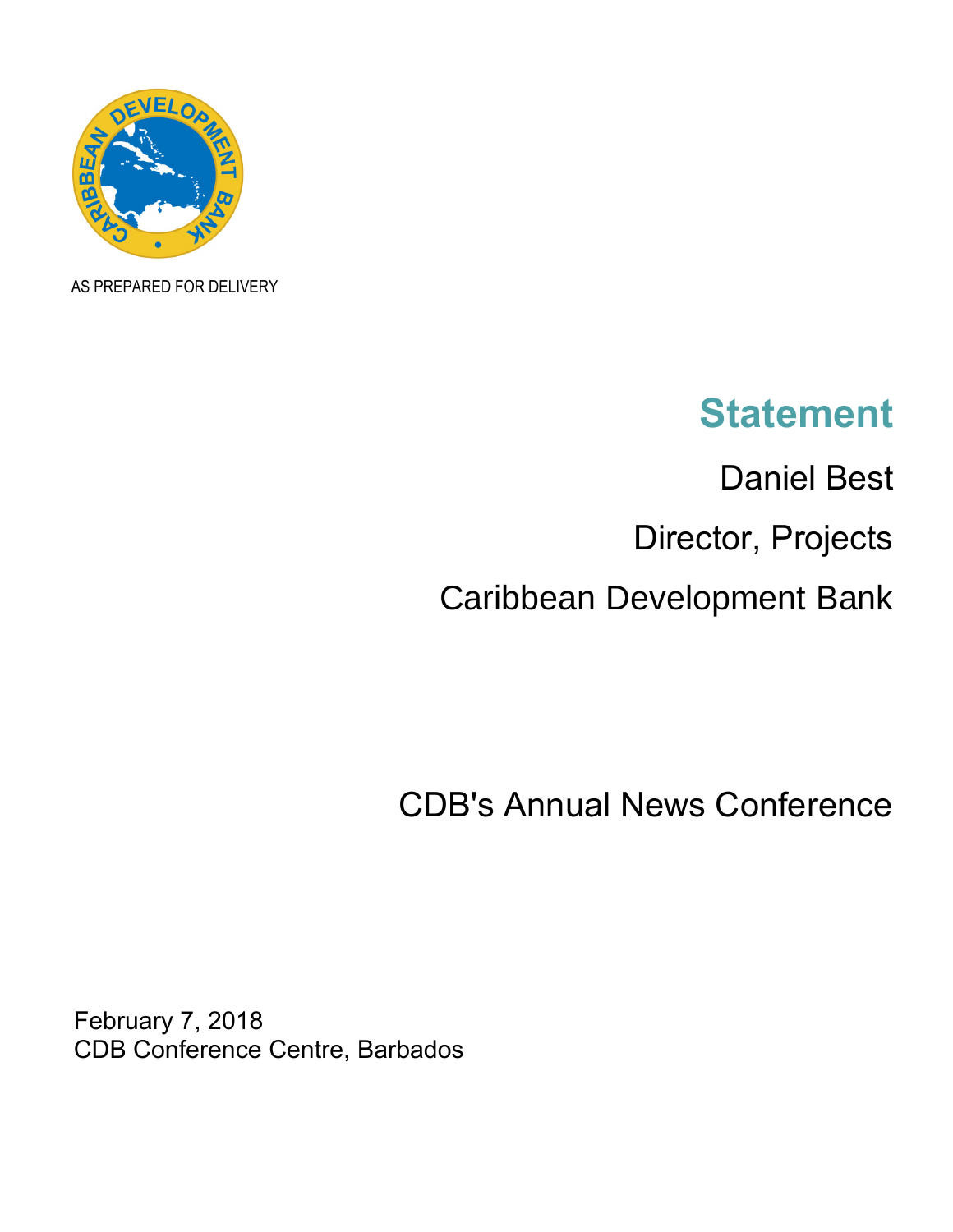AS PREPARED FOR DELIVERY

# Statement

Daniel Best

Director, Projects

Caribbean Development Bank

CDB's Annual News Conference

February 7, 2018
CDB Conference Centre, Barbados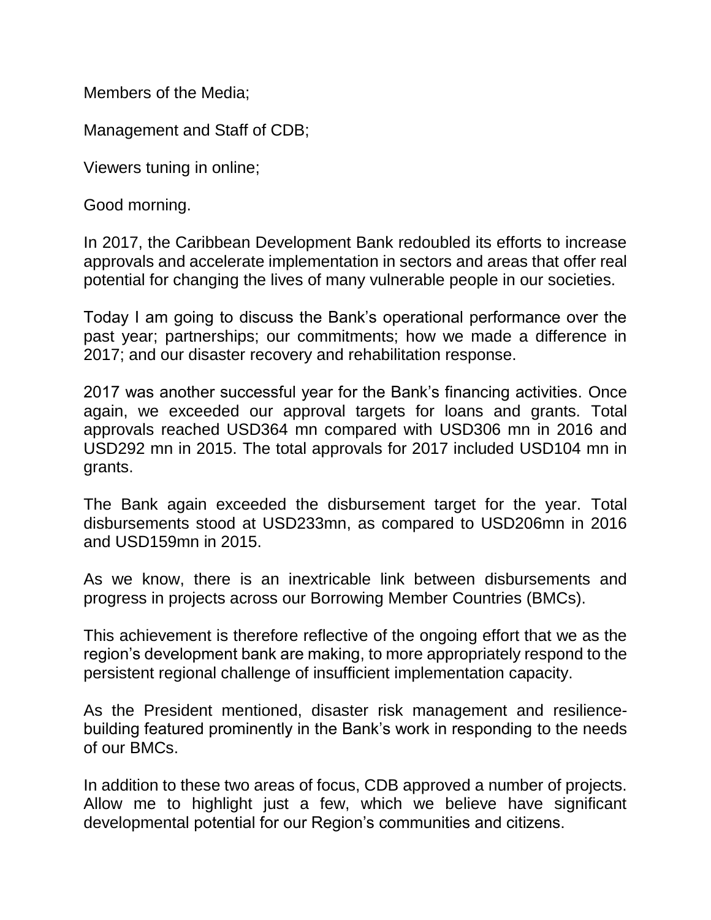Members of the Media;

Management and Staff of CDB;

Viewers tuning in online;

Good morning.

In 2017, the Caribbean Development Bank redoubled its efforts to increase approvals and accelerate implementation in sectors and areas that offer real potential for changing the lives of many vulnerable people in our societies.

Today I am going to discuss the Bank's operational performance over the past year; partnerships; our commitments; how we made a difference in 2017; and our disaster recovery and rehabilitation response.

2017 was another successful year for the Bank's financing activities. Once again, we exceeded our approval targets for loans and grants. Total approvals reached USD364 mn compared with USD306 mn in 2016 and USD292 mn in 2015. The total approvals for 2017 included USD104 mn in grants.

The Bank again exceeded the disbursement target for the year. Total disbursements stood at USD233mn, as compared to USD206mn in 2016 and USD159mn in 2015.

As we know, there is an inextricable link between disbursements and progress in projects across our Borrowing Member Countries (BMCs).

This achievement is therefore reflective of the ongoing effort that we as the region's development bank are making, to more appropriately respond to the persistent regional challenge of insufficient implementation capacity.

As the President mentioned, disaster risk management and resilience-building featured prominently in the Bank's work in responding to the needs of our BMCs.

In addition to these two areas of focus, CDB approved a number of projects. Allow me to highlight just a few, which we believe have significant developmental potential for our Region's communities and citizens.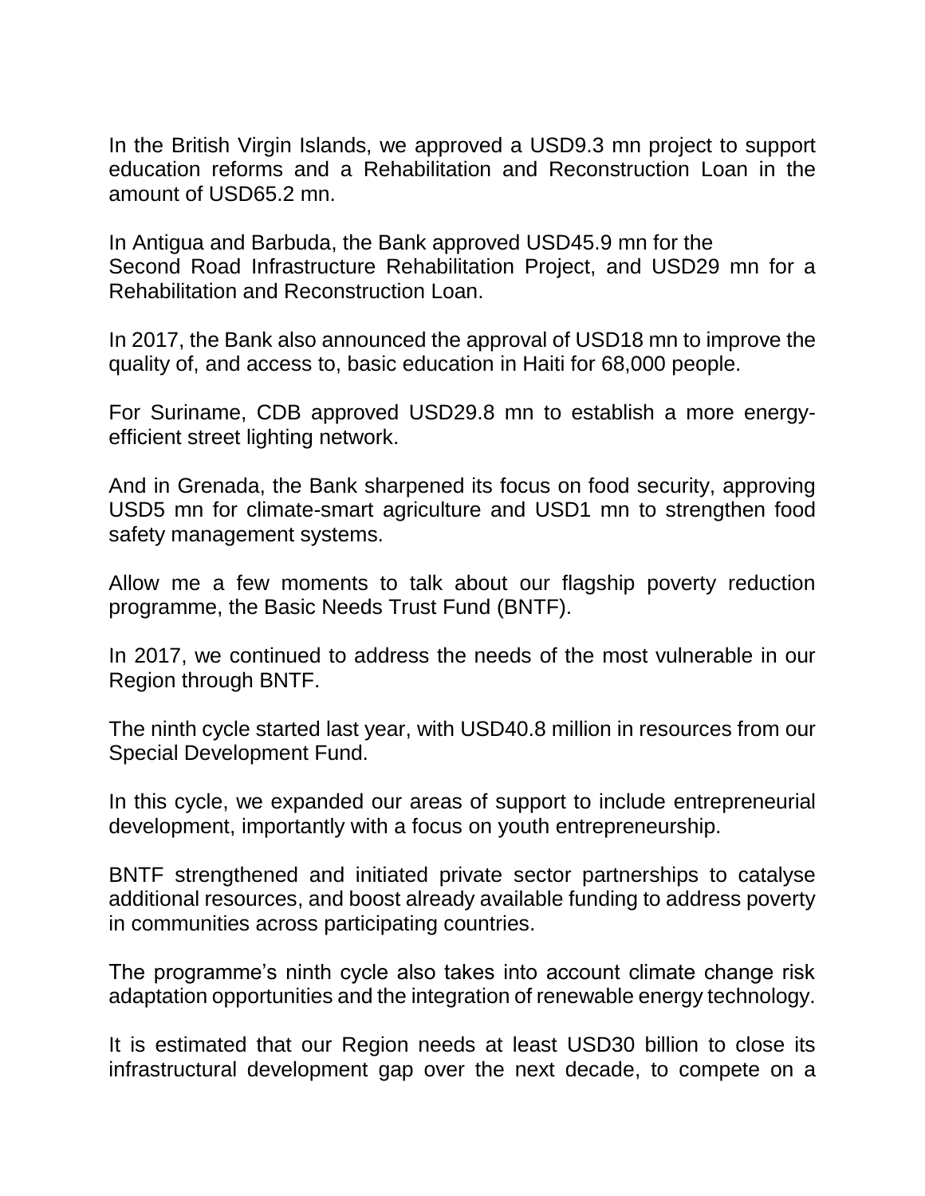In the British Virgin Islands, we approved a USD9.3 mn project to support education reforms and a Rehabilitation and Reconstruction Loan in the amount of USD65.2 mn.

In Antigua and Barbuda, the Bank approved USD45.9 mn for the Second Road Infrastructure Rehabilitation Project, and USD29 mn for a Rehabilitation and Reconstruction Loan.

In 2017, the Bank also announced the approval of USD18 mn to improve the quality of, and access to, basic education in Haiti for 68,000 people.

For Suriname, CDB approved USD29.8 mn to establish a more energy-efficient street lighting network.

And in Grenada, the Bank sharpened its focus on food security, approving USD5 mn for climate-smart agriculture and USD1 mn to strengthen food safety management systems.

Allow me a few moments to talk about our flagship poverty reduction programme, the Basic Needs Trust Fund (BNTF).

In 2017, we continued to address the needs of the most vulnerable in our Region through BNTF.

The ninth cycle started last year, with USD40.8 million in resources from our Special Development Fund.

In this cycle, we expanded our areas of support to include entrepreneurial development, importantly with a focus on youth entrepreneurship.

BNTF strengthened and initiated private sector partnerships to catalyse additional resources, and boost already available funding to address poverty in communities across participating countries.

The programme's ninth cycle also takes into account climate change risk adaptation opportunities and the integration of renewable energy technology.

It is estimated that our Region needs at least USD30 billion to close its infrastructural development gap over the next decade, to compete on a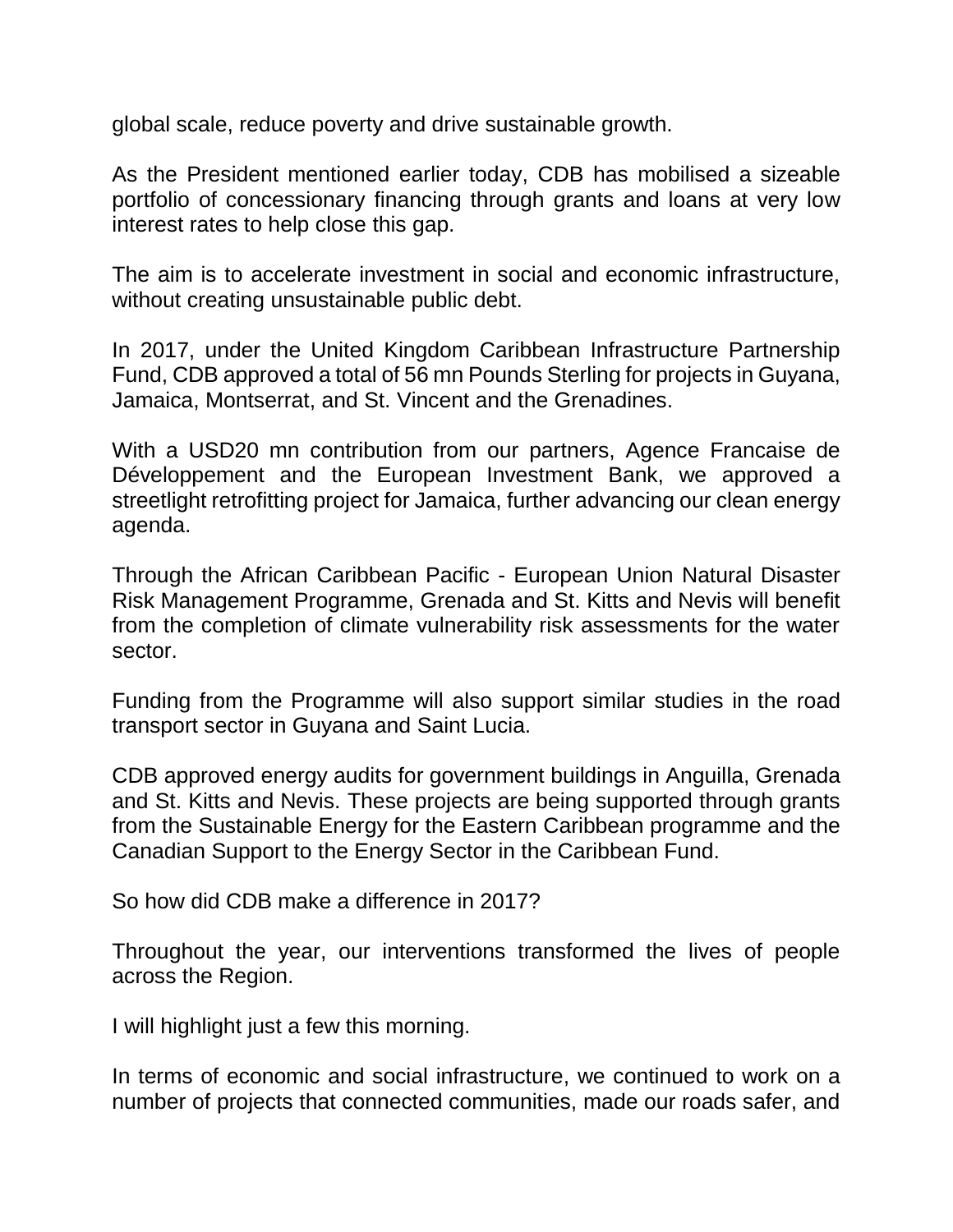global scale, reduce poverty and drive sustainable growth.

As the President mentioned earlier today, CDB has mobilised a sizeable portfolio of concessionary financing through grants and loans at very low interest rates to help close this gap.

The aim is to accelerate investment in social and economic infrastructure, without creating unsustainable public debt.

In 2017, under the United Kingdom Caribbean Infrastructure Partnership Fund, CDB approved a total of 56 mn Pounds Sterling for projects in Guyana, Jamaica, Montserrat, and St. Vincent and the Grenadines.

With a USD20 mn contribution from our partners, Agence Francaise de Développement and the European Investment Bank, we approved a streetlight retrofitting project for Jamaica, further advancing our clean energy agenda.

Through the African Caribbean Pacific - European Union Natural Disaster Risk Management Programme, Grenada and St. Kitts and Nevis will benefit from the completion of climate vulnerability risk assessments for the water sector.

Funding from the Programme will also support similar studies in the road transport sector in Guyana and Saint Lucia.

CDB approved energy audits for government buildings in Anguilla, Grenada and St. Kitts and Nevis. These projects are being supported through grants from the Sustainable Energy for the Eastern Caribbean programme and the Canadian Support to the Energy Sector in the Caribbean Fund.

So how did CDB make a difference in 2017?

Throughout the year, our interventions transformed the lives of people across the Region.

I will highlight just a few this morning.

In terms of economic and social infrastructure, we continued to work on a number of projects that connected communities, made our roads safer, and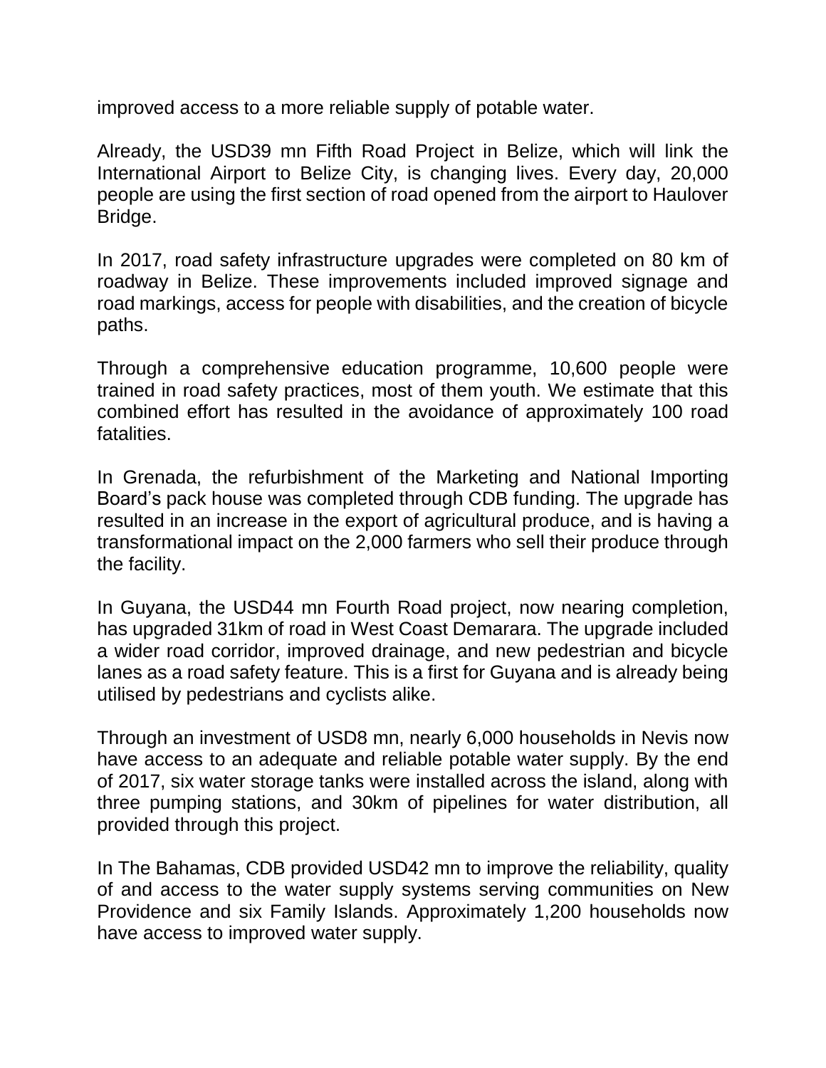improved access to a more reliable supply of potable water.

Already, the USD39 mn Fifth Road Project in Belize, which will link the International Airport to Belize City, is changing lives. Every day, 20,000 people are using the first section of road opened from the airport to Haulover Bridge.

In 2017, road safety infrastructure upgrades were completed on 80 km of roadway in Belize. These improvements included improved signage and road markings, access for people with disabilities, and the creation of bicycle paths.

Through a comprehensive education programme, 10,600 people were trained in road safety practices, most of them youth. We estimate that this combined effort has resulted in the avoidance of approximately 100 road fatalities.

In Grenada, the refurbishment of the Marketing and National Importing Board's pack house was completed through CDB funding. The upgrade has resulted in an increase in the export of agricultural produce, and is having a transformational impact on the 2,000 farmers who sell their produce through the facility.

In Guyana, the USD44 mn Fourth Road project, now nearing completion, has upgraded 31km of road in West Coast Demarara. The upgrade included a wider road corridor, improved drainage, and new pedestrian and bicycle lanes as a road safety feature. This is a first for Guyana and is already being utilised by pedestrians and cyclists alike.

Through an investment of USD8 mn, nearly 6,000 households in Nevis now have access to an adequate and reliable potable water supply. By the end of 2017, six water storage tanks were installed across the island, along with three pumping stations, and 30km of pipelines for water distribution, all provided through this project.

In The Bahamas, CDB provided USD42 mn to improve the reliability, quality of and access to the water supply systems serving communities on New Providence and six Family Islands. Approximately 1,200 households now have access to improved water supply.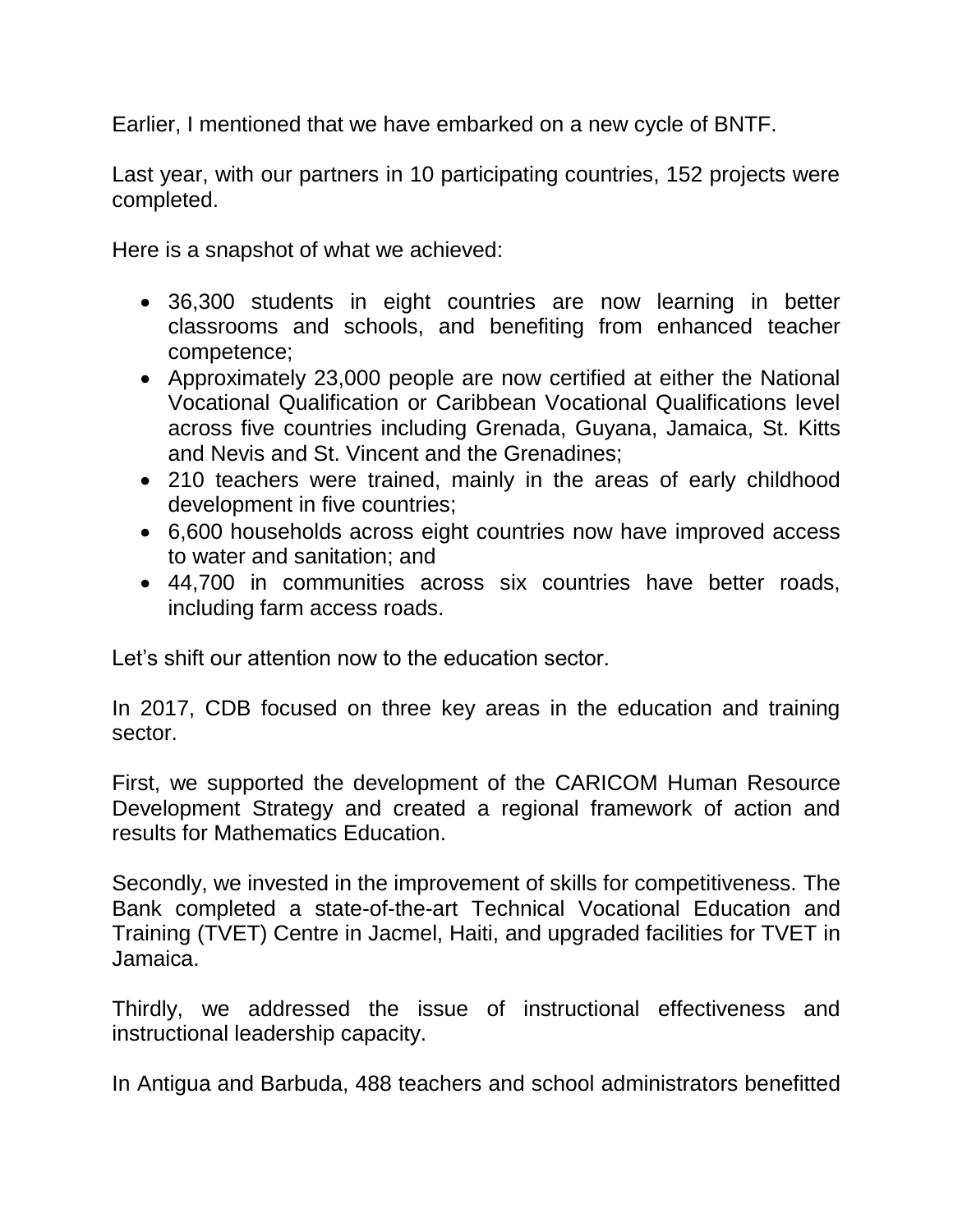Earlier, I mentioned that we have embarked on a new cycle of BNTF.

Last year, with our partners in 10 participating countries, 152 projects were completed.

Here is a snapshot of what we achieved:

- 36,300 students in eight countries are now learning in better classrooms and schools, and benefiting from enhanced teacher competence;
- Approximately 23,000 people are now certified at either the National Vocational Qualification or Caribbean Vocational Qualifications level across five countries including Grenada, Guyana, Jamaica, St. Kitts and Nevis and St. Vincent and the Grenadines;
- 210 teachers were trained, mainly in the areas of early childhood development in five countries;
- 6,600 households across eight countries now have improved access to water and sanitation; and
- 44,700 in communities across six countries have better roads, including farm access roads.

Let's shift our attention now to the education sector.

In 2017, CDB focused on three key areas in the education and training sector.

First, we supported the development of the CARICOM Human Resource Development Strategy and created a regional framework of action and results for Mathematics Education.

Secondly, we invested in the improvement of skills for competitiveness. The Bank completed a state-of-the-art Technical Vocational Education and Training (TVET) Centre in Jacmel, Haiti, and upgraded facilities for TVET in Jamaica.

Thirdly, we addressed the issue of instructional effectiveness and instructional leadership capacity.

In Antigua and Barbuda, 488 teachers and school administrators benefitted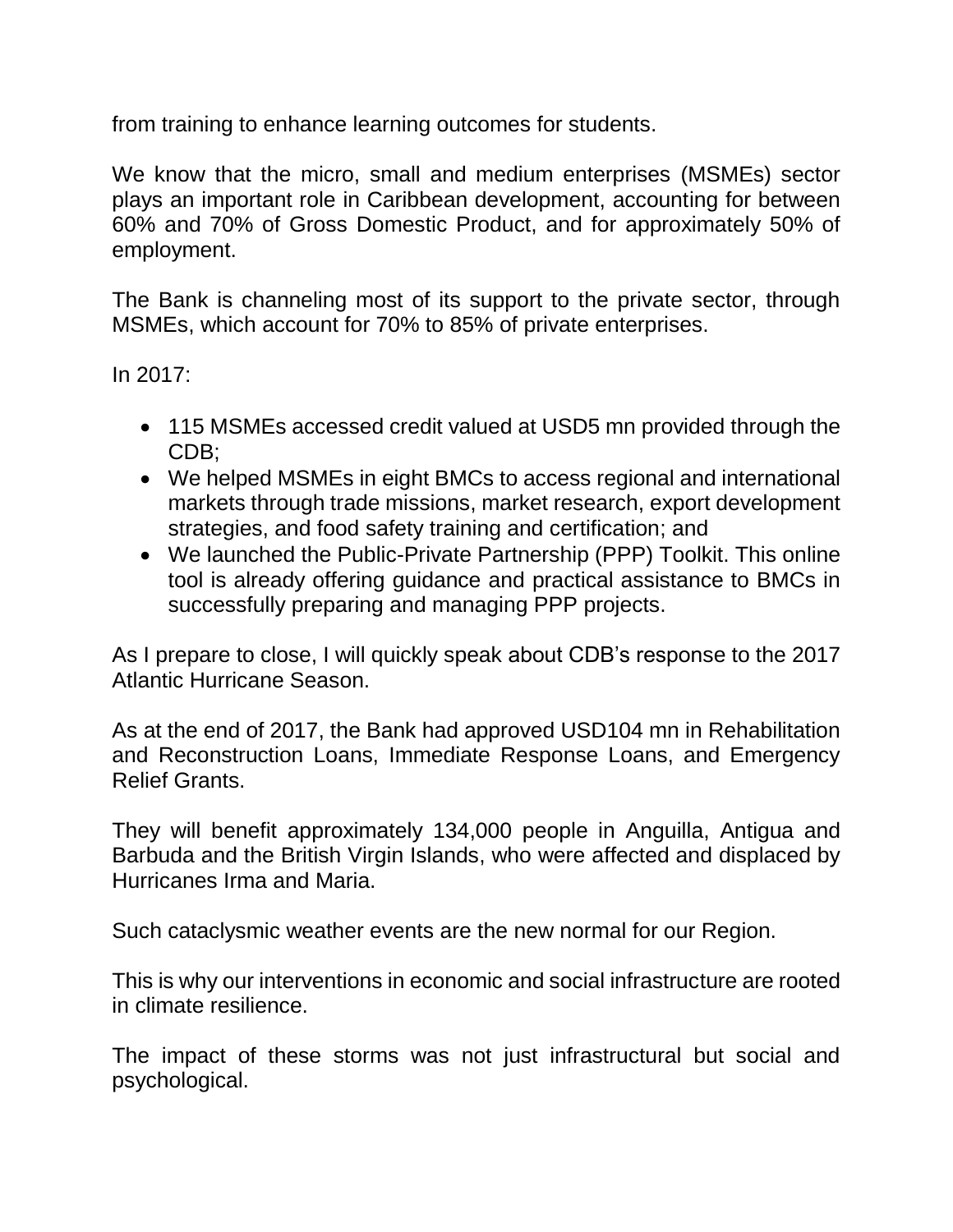from training to enhance learning outcomes for students.

We know that the micro, small and medium enterprises (MSMEs) sector plays an important role in Caribbean development, accounting for between 60% and 70% of Gross Domestic Product, and for approximately 50% of employment.

The Bank is channeling most of its support to the private sector, through MSMEs, which account for 70% to 85% of private enterprises.

In 2017:

- 115 MSMEs accessed credit valued at USD5 mn provided through the CDB;
- We helped MSMEs in eight BMCs to access regional and international markets through trade missions, market research, export development strategies, and food safety training and certification; and
- We launched the Public-Private Partnership (PPP) Toolkit. This online tool is already offering guidance and practical assistance to BMCs in successfully preparing and managing PPP projects.

As I prepare to close, I will quickly speak about CDB's response to the 2017 Atlantic Hurricane Season.

As at the end of 2017, the Bank had approved USD104 mn in Rehabilitation and Reconstruction Loans, Immediate Response Loans, and Emergency Relief Grants.

They will benefit approximately 134,000 people in Anguilla, Antigua and Barbuda and the British Virgin Islands, who were affected and displaced by Hurricanes Irma and Maria.

Such cataclysmic weather events are the new normal for our Region.

This is why our interventions in economic and social infrastructure are rooted in climate resilience.

The impact of these storms was not just infrastructural but social and psychological.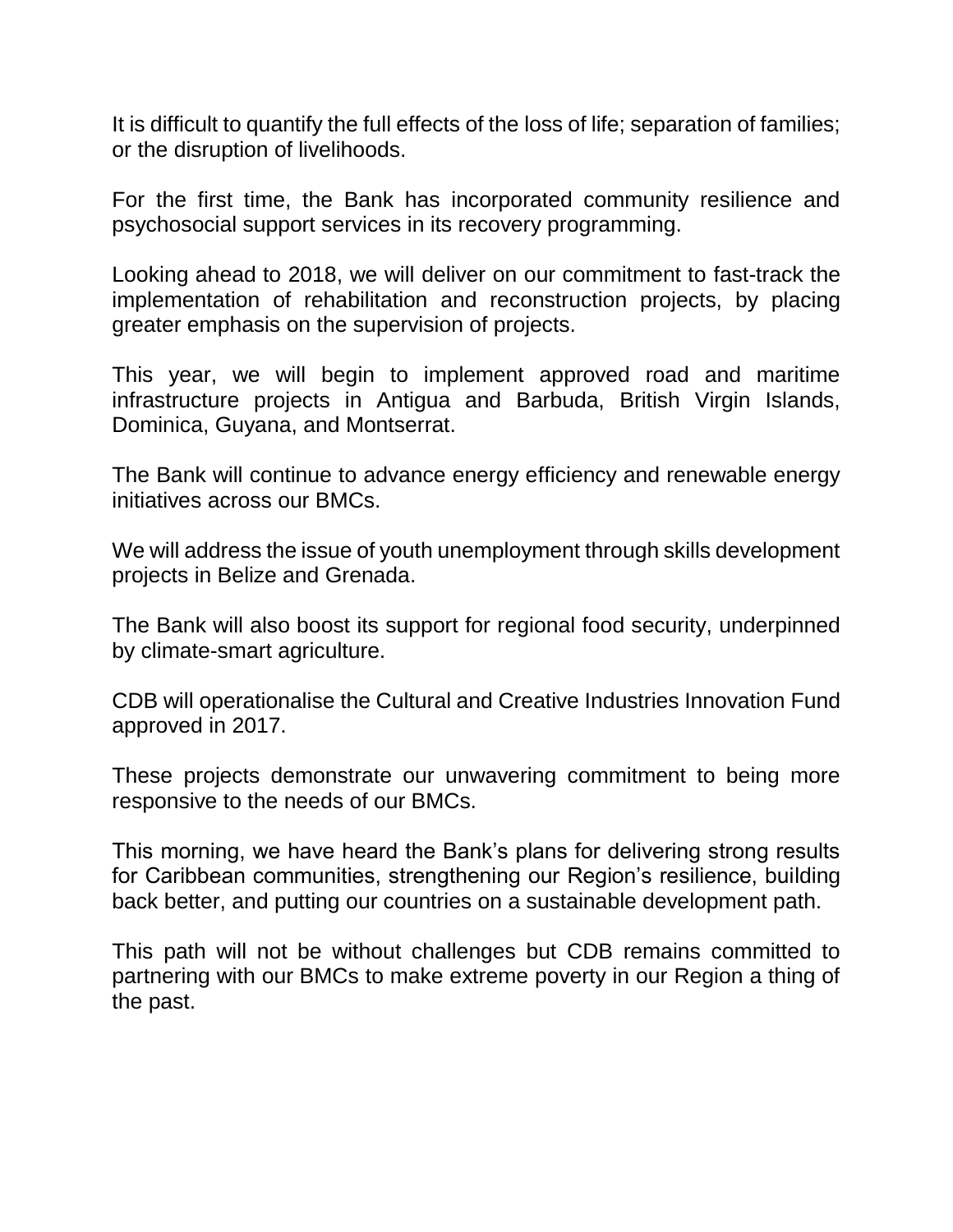It is difficult to quantify the full effects of the loss of life; separation of families; or the disruption of livelihoods.

For the first time, the Bank has incorporated community resilience and psychosocial support services in its recovery programming.

Looking ahead to 2018, we will deliver on our commitment to fast-track the implementation of rehabilitation and reconstruction projects, by placing greater emphasis on the supervision of projects.

This year, we will begin to implement approved road and maritime infrastructure projects in Antigua and Barbuda, British Virgin Islands, Dominica, Guyana, and Montserrat.

The Bank will continue to advance energy efficiency and renewable energy initiatives across our BMCs.

We will address the issue of youth unemployment through skills development projects in Belize and Grenada.

The Bank will also boost its support for regional food security, underpinned by climate-smart agriculture.

CDB will operationalise the Cultural and Creative Industries Innovation Fund approved in 2017.

These projects demonstrate our unwavering commitment to being more responsive to the needs of our BMCs.

This morning, we have heard the Bank's plans for delivering strong results for Caribbean communities, strengthening our Region's resilience, building back better, and putting our countries on a sustainable development path.

This path will not be without challenges but CDB remains committed to partnering with our BMCs to make extreme poverty in our Region a thing of the past.